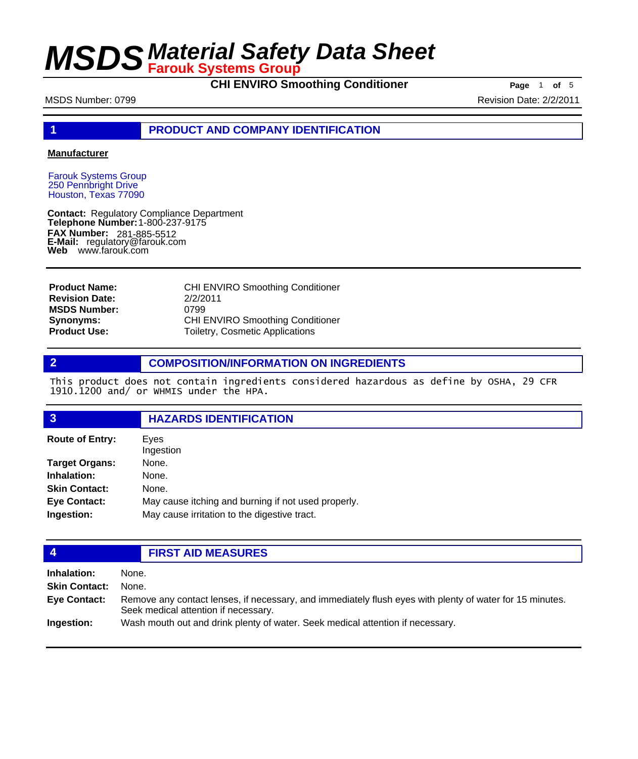# MSDS Material Safety Data Sheet
**Farouk Systems Group**

**CHI ENVIRO Smoothing Conditioner**

MSDS Number: 0799 Revision Date: 2/2/2011

## 1 PRODUCT AND COMPANY IDENTIFICATION

**Manufacturer**

Farouk Systems Group
250 Pennbright Drive
Houston, Texas 77090

**Contact:** Regulatory Compliance Department
**Telephone Number:** 1-800-237-9175
**FAX Number:** 281-885-5512
**E-Mail:** regulatory@farouk.com
**Web** www.farouk.com

| | |
|---|---|
| **Product Name:** | CHI ENVIRO Smoothing Conditioner |
| **Revision Date:** | 2/2/2011 |
| **MSDS Number:** | 0799 |
| **Synonyms:** | CHI ENVIRO Smoothing Conditioner |
| **Product Use:** | Toiletry, Cosmetic Applications |

## 2 COMPOSITION/INFORMATION ON INGREDIENTS

This product does not contain ingredients considered hazardous as define by OSHA, 29 CFR 1910.1200 and/ or WHMIS under the HPA.

## 3 HAZARDS IDENTIFICATION

| | |
|---|---|
| **Route of Entry:** | Eyes<br>Ingestion |
| **Target Organs:** | None. |
| **Inhalation:** | None. |
| **Skin Contact:** | None. |
| **Eye Contact:** | May cause itching and burning if not used properly. |
| **Ingestion:** | May cause irritation to the digestive tract. |

## 4 FIRST AID MEASURES

| | |
|---|---|
| **Inhalation:** | None. |
| **Skin Contact:** | None. |
| **Eye Contact:** | Remove any contact lenses, if necessary, and immediately flush eyes with plenty of water for 15 minutes. Seek medical attention if necessary. |
| **Ingestion:** | Wash mouth out and drink plenty of water. Seek medical attention if necessary. |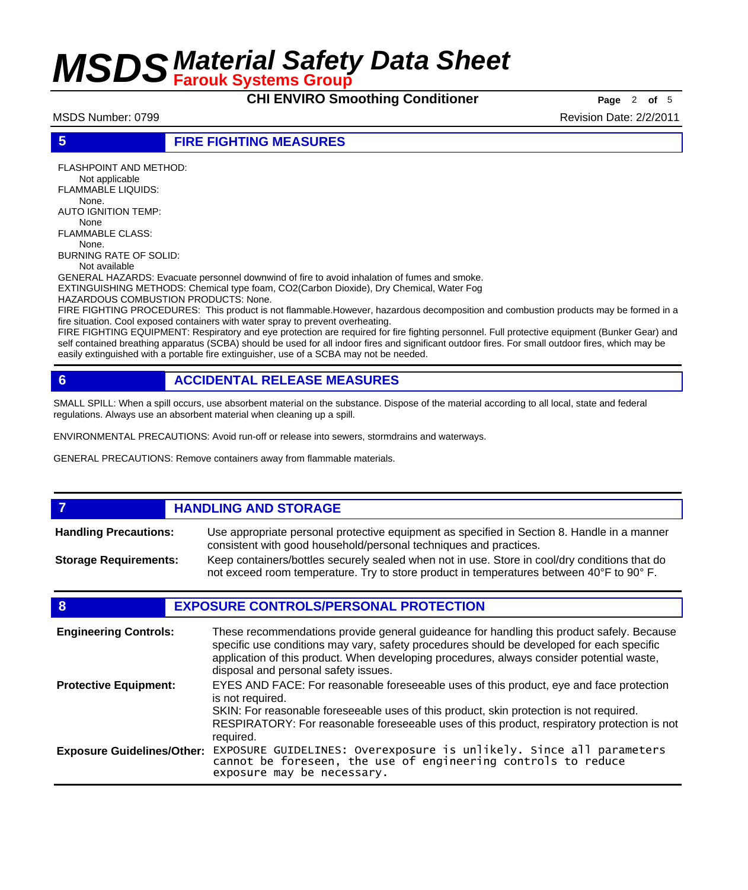## 5 FIRE FIGHTING MEASURES

FLASHPOINT AND METHOD:
Not applicable

FLAMMABLE LIQUIDS:
None.

AUTO IGNITION TEMP:
None

FLAMMABLE CLASS:
None.

BURNING RATE OF SOLID:
Not available

GENERAL HAZARDS: Evacuate personnel downwind of fire to avoid inhalation of fumes and smoke.

EXTINGUISHING METHODS: Chemical type foam, CO2(Carbon Dioxide), Dry Chemical, Water Fog

HAZARDOUS COMBUSTION PRODUCTS: None.

FIRE FIGHTING PROCEDURES: This product is not flammable.However, hazardous decomposition and combustion products may be formed in a fire situation. Cool exposed containers with water spray to prevent overheating.

FIRE FIGHTING EQUIPMENT: Respiratory and eye protection are required for fire fighting personnel. Full protective equipment (Bunker Gear) and self contained breathing apparatus (SCBA) should be used for all indoor fires and significant outdoor fires. For small outdoor fires, which may be easily extinguished with a portable fire extinguisher, use of a SCBA may not be needed.

## 6 ACCIDENTAL RELEASE MEASURES

SMALL SPILL: When a spill occurs, use absorbent material on the substance. Dispose of the material according to all local, state and federal regulations. Always use an absorbent material when cleaning up a spill.

ENVIRONMENTAL PRECAUTIONS: Avoid run-off or release into sewers, stormdrains and waterways.

GENERAL PRECAUTIONS: Remove containers away from flammable materials.

## 7 HANDLING AND STORAGE

**Handling Precautions:** Use appropriate personal protective equipment as specified in Section 8. Handle in a manner consistent with good household/personal techniques and practices.

**Storage Requirements:** Keep containers/bottles securely sealed when not in use. Store in cool/dry conditions that do not exceed room temperature. Try to store product in temperatures between 40°F to 90° F.

## 8 EXPOSURE CONTROLS/PERSONAL PROTECTION

**Engineering Controls:** These recommendations provide general guideance for handling this product safely. Because specific use conditions may vary, safety procedures should be developed for each specific application of this product. When developing procedures, always consider potential waste, disposal and personal safety issues.

**Protective Equipment:** EYES AND FACE: For reasonable foreseeable uses of this product, eye and face protection is not required.
SKIN: For reasonable foreseeable uses of this product, skin protection is not required.
RESPIRATORY: For reasonable foreseeable uses of this product, respiratory protection is not required.

**Exposure Guidelines/Other:** EXPOSURE GUIDELINES: Overexposure is unlikely. Since all parameters cannot be foreseen, the use of engineering controls to reduce exposure may be necessary.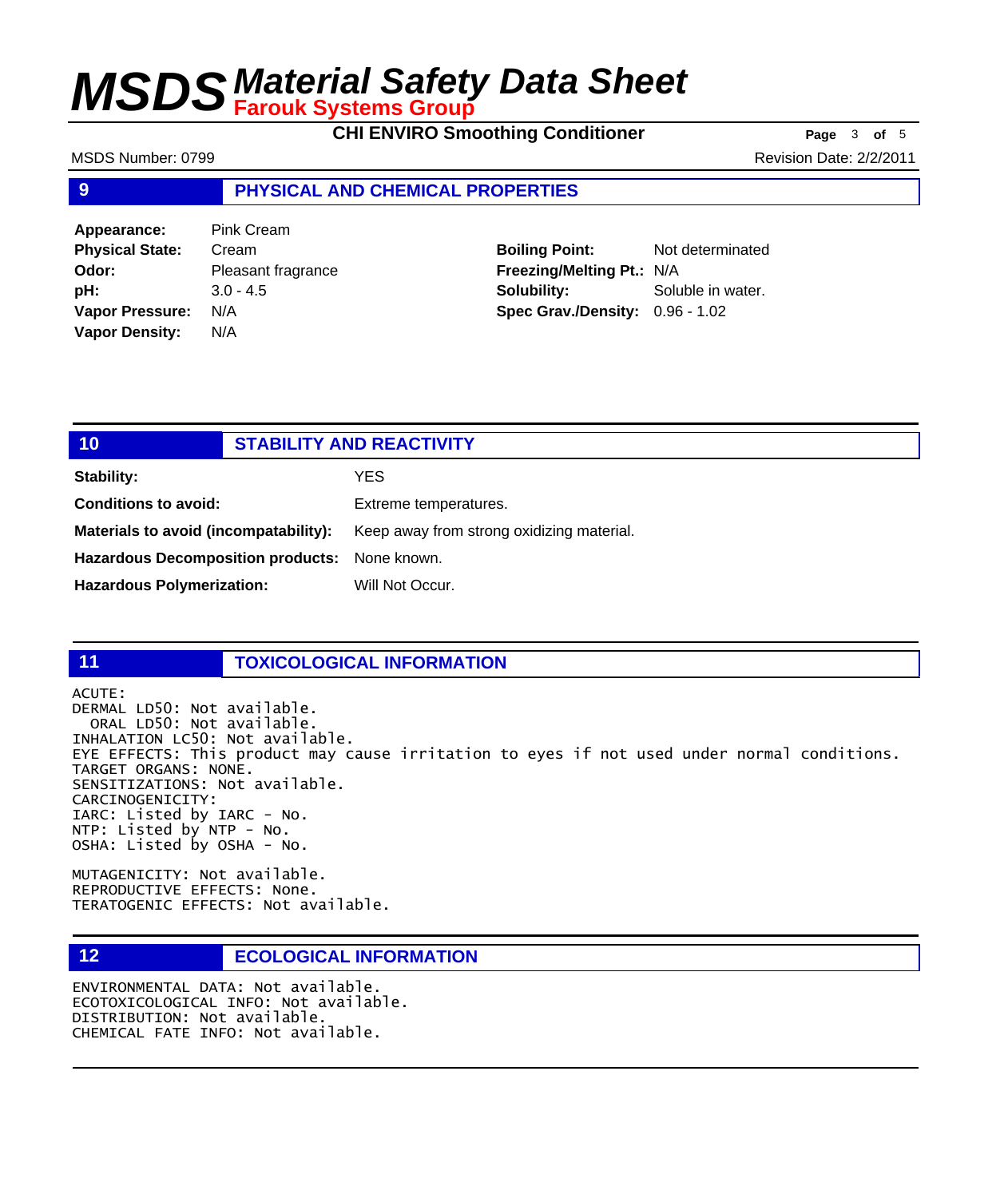## 9 PHYSICAL AND CHEMICAL PROPERTIES

| | | | |
|---|---|---|---|
| **Appearance:** | Pink Cream | | |
| **Physical State:** | Cream | **Boiling Point:** | Not determinated |
| **Odor:** | Pleasant fragrance | **Freezing/Melting Pt.:** | N/A |
| **pH:** | 3.0 - 4.5 | **Solubility:** | Soluble in water. |
| **Vapor Pressure:** | N/A | **Spec Grav./Density:** | 0.96 - 1.02 |
| **Vapor Density:** | N/A | | |

## 10 STABILITY AND REACTIVITY

| | |
|---|---|
| **Stability:** | YES |
| **Conditions to avoid:** | Extreme temperatures. |
| **Materials to avoid (incompatability):** | Keep away from strong oxidizing material. |
| **Hazardous Decomposition products:** | None known. |
| **Hazardous Polymerization:** | Will Not Occur. |

## 11 TOXICOLOGICAL INFORMATION

ACUTE:
DERMAL LD50: Not available.
ORAL LD50: Not available.
INHALATION LC50: Not available.
EYE EFFECTS: This product may cause irritation to eyes if not used under normal conditions.
TARGET ORGANS: NONE.
SENSITIZATIONS: Not available.
CARCINOGENICITY:
IARC: Listed by IARC - No.
NTP: Listed by NTP - No.
OSHA: Listed by OSHA - No.

MUTAGENICITY: Not available.
REPRODUCTIVE EFFECTS: None.
TERATOGENIC EFFECTS: Not available.

## 12 ECOLOGICAL INFORMATION

ENVIRONMENTAL DATA: Not available.
ECOTOXICOLOGICAL INFO: Not available.
DISTRIBUTION: Not available.
CHEMICAL FATE INFO: Not available.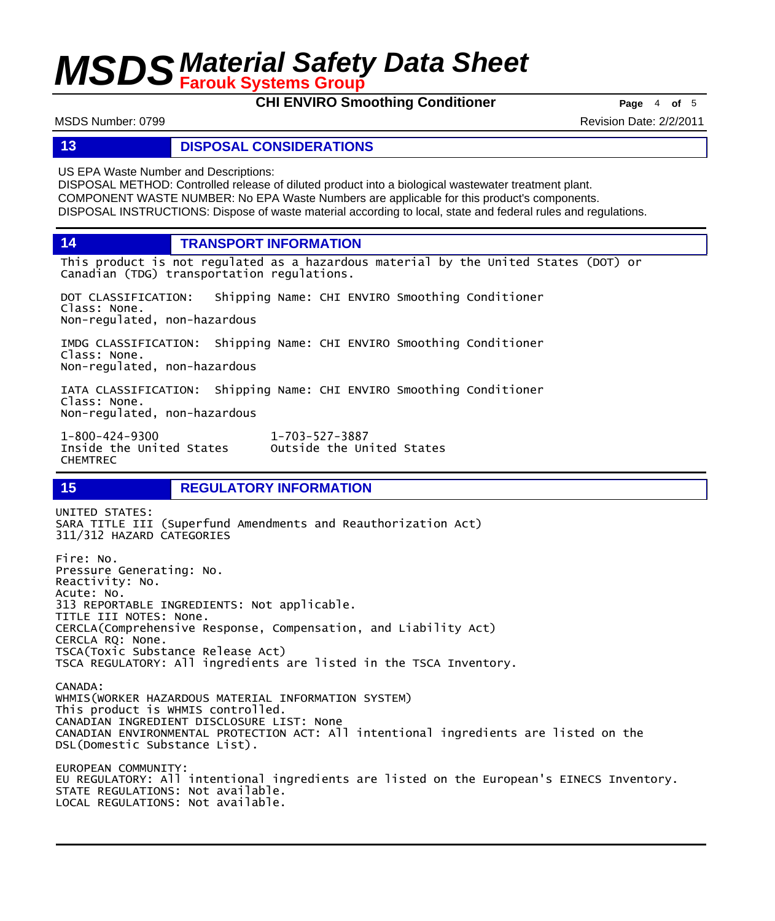## 13 DISPOSAL CONSIDERATIONS

US EPA Waste Number and Descriptions:
DISPOSAL METHOD: Controlled release of diluted product into a biological wastewater treatment plant.
COMPONENT WASTE NUMBER: No EPA Waste Numbers are applicable for this product's components.
DISPOSAL INSTRUCTIONS: Dispose of waste material according to local, state and federal rules and regulations.

## 14 TRANSPORT INFORMATION

This product is not regulated as a hazardous material by the United States (DOT) or Canadian (TDG) transportation regulations.

DOT CLASSIFICATION: Shipping Name: CHI ENVIRO Smoothing Conditioner
Class: None.
Non-regulated, non-hazardous

IMDG CLASSIFICATION: Shipping Name: CHI ENVIRO Smoothing Conditioner
Class: None.
Non-regulated, non-hazardous

IATA CLASSIFICATION: Shipping Name: CHI ENVIRO Smoothing Conditioner
Class: None.
Non-regulated, non-hazardous

1-800-424-9300 Inside the United States
1-703-527-3887 Outside the United States
CHEMTREC

## 15 REGULATORY INFORMATION

UNITED STATES:
SARA TITLE III (Superfund Amendments and Reauthorization Act)
311/312 HAZARD CATEGORIES

Fire: No.
Pressure Generating: No.
Reactivity: No.
Acute: No.
313 REPORTABLE INGREDIENTS: Not applicable.
TITLE III NOTES: None.
CERCLA(Comprehensive Response, Compensation, and Liability Act)
CERCLA RQ: None.
TSCA(Toxic Substance Release Act)
TSCA REGULATORY: All ingredients are listed in the TSCA Inventory.

CANADA:
WHMIS(WORKER HAZARDOUS MATERIAL INFORMATION SYSTEM)
This product is WHMIS controlled.
CANADIAN INGREDIENT DISCLOSURE LIST: None
CANADIAN ENVIRONMENTAL PROTECTION ACT: All intentional ingredients are listed on the DSL(Domestic Substance List).

EUROPEAN COMMUNITY:
EU REGULATORY: All intentional ingredients are listed on the European's EINECS Inventory.
STATE REGULATIONS: Not available.
LOCAL REGULATIONS: Not available.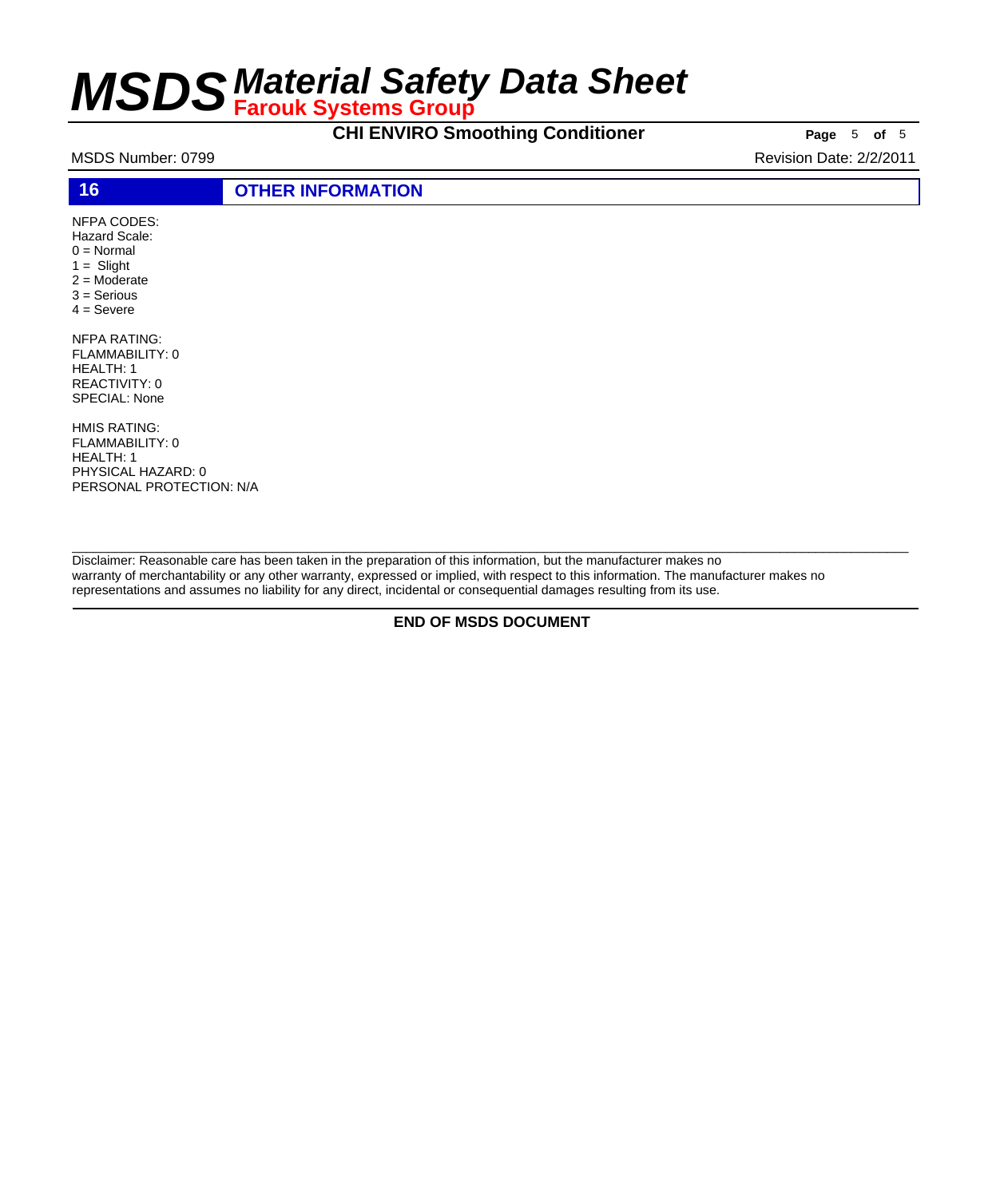## 16 OTHER INFORMATION

NFPA CODES:
Hazard Scale:
0 = Normal
1 = Slight
2 = Moderate
3 = Serious
4 = Severe

NFPA RATING:
FLAMMABILITY: 0
HEALTH: 1
REACTIVITY: 0
SPECIAL: None

HMIS RATING:
FLAMMABILITY: 0
HEALTH: 1
PHYSICAL HAZARD: 0
PERSONAL PROTECTION: N/A

---

Disclaimer: Reasonable care has been taken in the preparation of this information, but the manufacturer makes no warranty of merchantability or any other warranty, expressed or implied, with respect to this information. The manufacturer makes no representations and assumes no liability for any direct, incidental or consequential damages resulting from its use.

---

**END OF MSDS DOCUMENT**